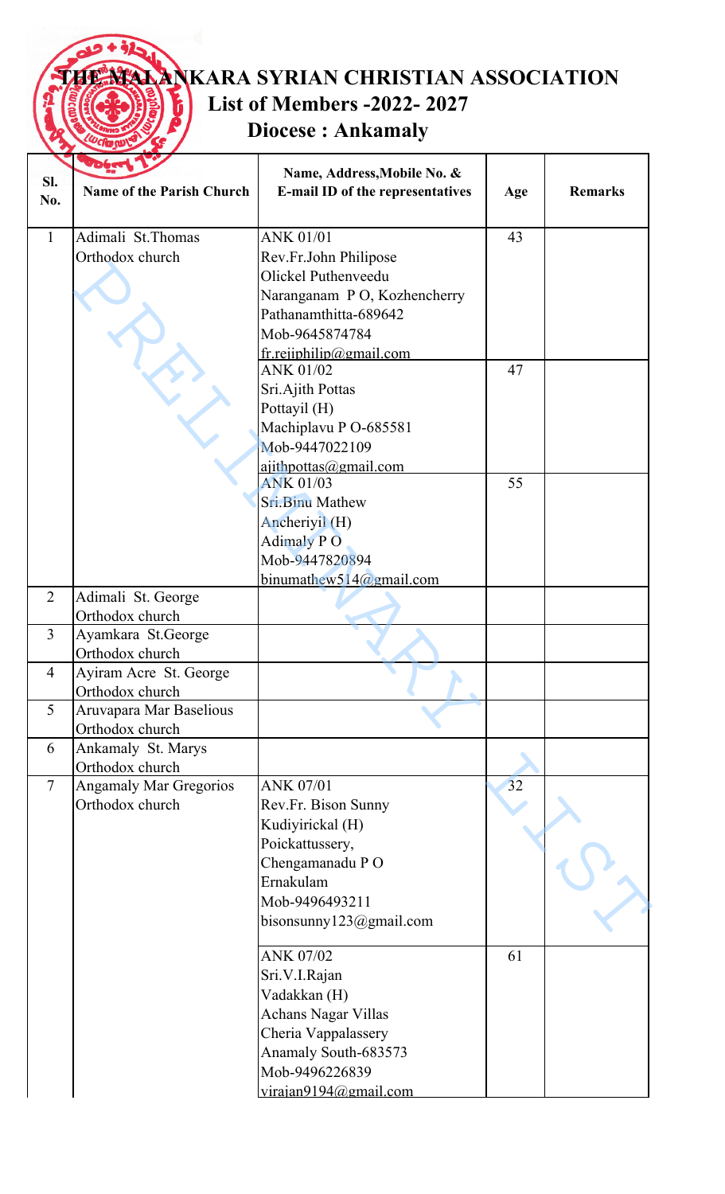# THE MALANKARA SYRIAN CHRISTIAN ASSOCIATION

## List of Members -2022- 2027

## Diocese : Ankamaly

| Sl. No. | Name of the Parish Church | Name, Address,Mobile No. & E-mail ID of the representatives | Age | Remarks |
|---|---|---|---|---|
| 1 | Adimali St.Thomas Orthodox church | ANK 01/01<br>Rev.Fr.John Philipose<br>Olickel Puthenveedu<br>Naranganam P O, Kozhencherry<br>Pathanamthitta-689642<br>Mob-9645874784<br>fr.rejiphilip@gmail.com | 43 | |
| | | ANK 01/02<br>Sri.Ajith Pottas<br>Pottayil (H)<br>Machiplavu P O-685581<br>Mob-9447022109<br>ajithpottas@gmail.com | 47 | |
| | | ANK 01/03<br>Sri.Binu Mathew<br>Ancheriyil (H)<br>Adimaly P O<br>Mob-9447820894<br>binumathew514@gmail.com | 55 | |
| 2 | Adimali St. George Orthodox church | | | |
| 3 | Ayamkara St.George Orthodox church | | | |
| 4 | Ayiram Acre St. George Orthodox church | | | |
| 5 | Aruvapara Mar Baselious Orthodox church | | | |
| 6 | Ankamaly St. Marys Orthodox church | | | |
| 7 | Angamaly Mar Gregorios Orthodox church | ANK 07/01<br>Rev.Fr. Bison Sunny<br>Kudiyirickal (H)<br>Poickattussery,<br>Chengamanadu P O<br>Ernakulam<br>Mob-9496493211<br>bisonsunny123@gmail.com | 32 | |
| | | ANK 07/02<br>Sri.V.I.Rajan<br>Vadakkan (H)<br>Achans Nagar Villas<br>Cheria Vappalassery<br>Anamaly South-683573<br>Mob-9496226839<br>virajan9194@gmail.com | 61 | |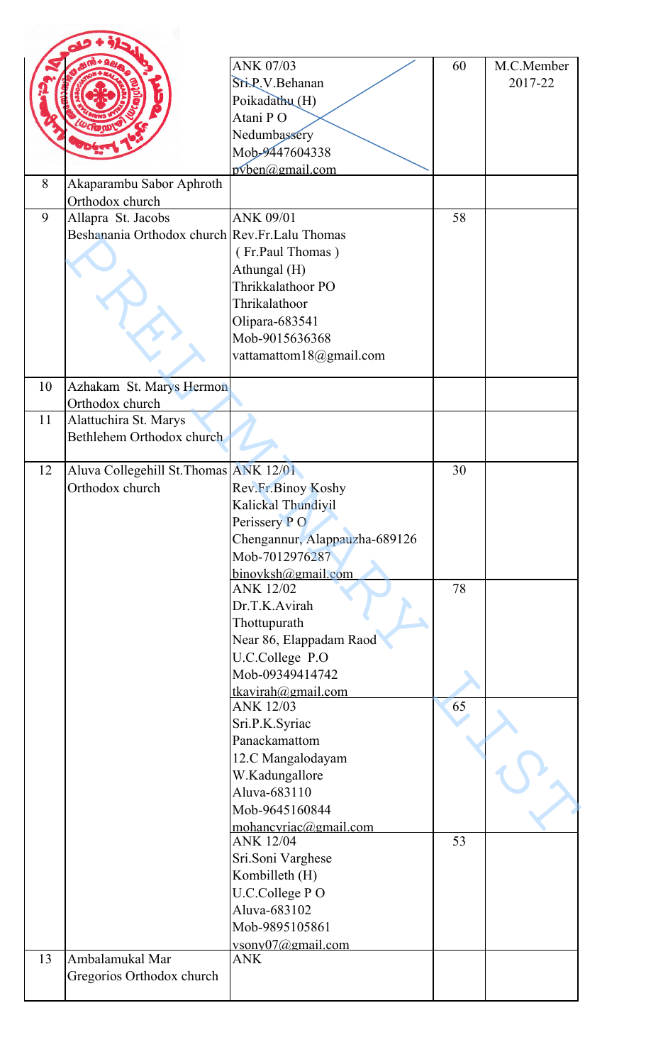| | | | | |
|---|---|---|---|---|
| | | ANK 07/03<br>Sri.P.V.Behanan<br>Poikadathu (H)<br>Atani P O<br>Nedumbassery<br>Mob-9447604338<br>pvben@gmail.com | 60 | M.C.Member 2017-22 |
| 8 | Akaparambu Sabor Aphroth Orthodox church | | | |
| 9 | Allapra St. Jacobs Beshanania Orthodox church | ANK 09/01<br>Rev.Fr.Lalu Thomas<br>( Fr.Paul Thomas )<br>Athungal (H)<br>Thrikkalathoor PO<br>Thrikalathoor<br>Olipara-683541<br>Mob-9015636368<br>vattamattom18@gmail.com | 58 | |
| 10 | Azhakam St. Marys Hermon Orthodox church | | | |
| 11 | Alattuchira St. Marys Bethlehem Orthodox church | | | |
| 12 | Aluva Collegehill St.Thomas Orthodox church | ANK 12/01<br>Rev.Fr.Binoy Koshy<br>Kalickal Thundiyil<br>Perissery P O<br>Chengannur, Alappauzha-689126<br>Mob-7012976287<br>binoyksh@gmail.com | 30 | |
| | | ANK 12/02<br>Dr.T.K.Avirah<br>Thottupurath<br>Near 86, Elappadam Raod<br>U.C.College P.O<br>Mob-09349414742<br>tkavirah@gmail.com | 78 | |
| | | ANK 12/03<br>Sri.P.K.Syriac<br>Panackamattom<br>12.C Mangalodayam<br>W.Kadungallore<br>Aluva-683110<br>Mob-9645160844<br>mohancyriac@gmail.com | 65 | |
| | | ANK 12/04<br>Sri.Soni Varghese<br>Kombilleth (H)<br>U.C.College P O<br>Aluva-683102<br>Mob-9895105861<br>vsony07@gmail.com | 53 | |
| 13 | Ambalamukal Mar Gregorios Orthodox church | ANK | | |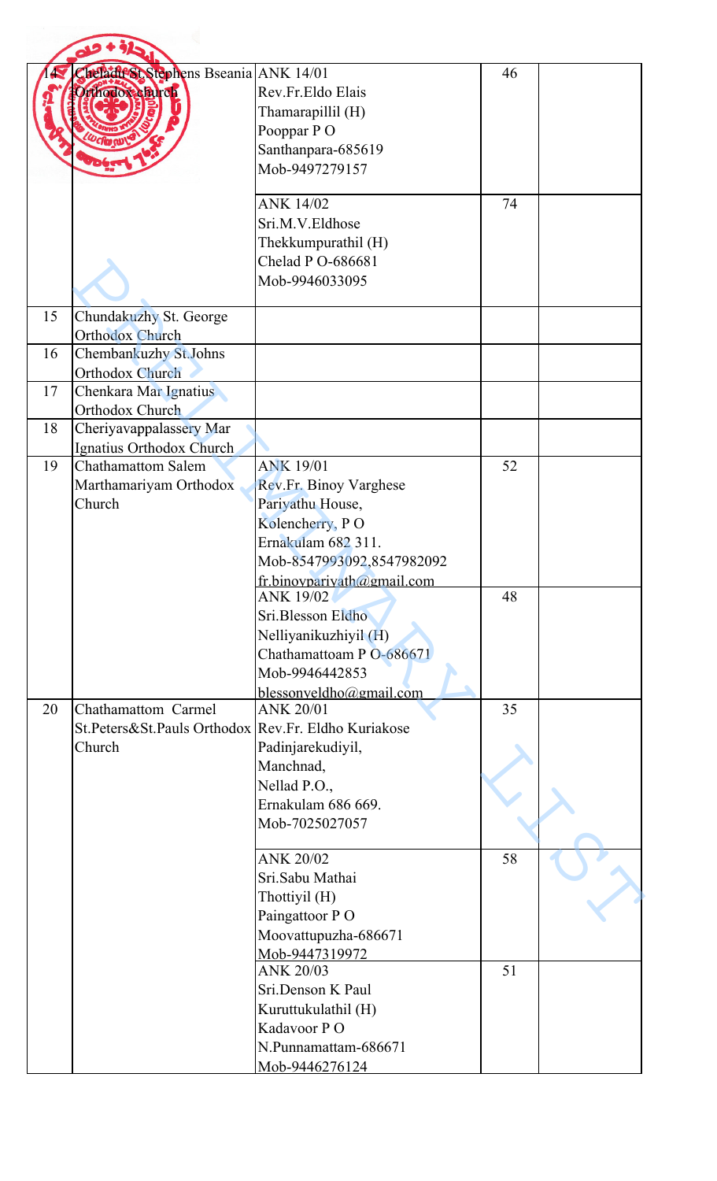| 14 | Cheladu St.Stephens Bseania Orthodox church | ANK 14/01<br>Rev.Fr.Eldo Elais<br>Thamarapillil (H)<br>Pooppar P O<br>Santhanpara-685619<br>Mob-9497279157 | 46 | |
|---|---|---|---|---|
| | | ANK 14/02<br>Sri.M.V.Eldhose<br>Thekkumpurathil (H)<br>Chelad P O-686681<br>Mob-9946033095 | 74 | |
| 15 | Chundakuzhy St. George Orthodox Church | | | |
| 16 | Chembankuzhy St.Johns Orthodox Church | | | |
| 17 | Chenkara Mar Ignatius Orthodox Church | | | |
| 18 | Cheriyavappalassery Mar Ignatius Orthodox Church | | | |
| 19 | Chathamattom Salem Marthamariyam Orthodox Church | ANK 19/01<br>Rev.Fr. Binoy Varghese<br>Pariyathu House,<br>Kolencherry, P O<br>Ernakulam 682 311.<br>Mob-8547993092,8547982092<br>fr.binoypariyath@gmail.com | 52 | |
| | | ANK 19/02<br>Sri.Blesson Eldho<br>Nelliyanikuzhiyil (H)<br>Chathamattoam P O-686671<br>Mob-9946442853<br>blessonyeldho@gmail.com | 48 | |
| 20 | Chathamattom Carmel St.Peters&St.Pauls Orthodox Church | ANK 20/01<br>Rev.Fr. Eldho Kuriakose<br>Padinjarekudiyil,<br>Manchnad,<br>Nellad P.O.,<br>Ernakulam 686 669.<br>Mob-7025027057 | 35 | |
| | | ANK 20/02<br>Sri.Sabu Mathai<br>Thottiyil (H)<br>Paingattoor P O<br>Moovattupuzha-686671<br>Mob-9447319972 | 58 | |
| | | ANK 20/03<br>Sri.Denson K Paul<br>Kuruttukulathil (H)<br>Kadavoor P O<br>N.Punnamattam-686671<br>Mob-9446276124 | 51 | |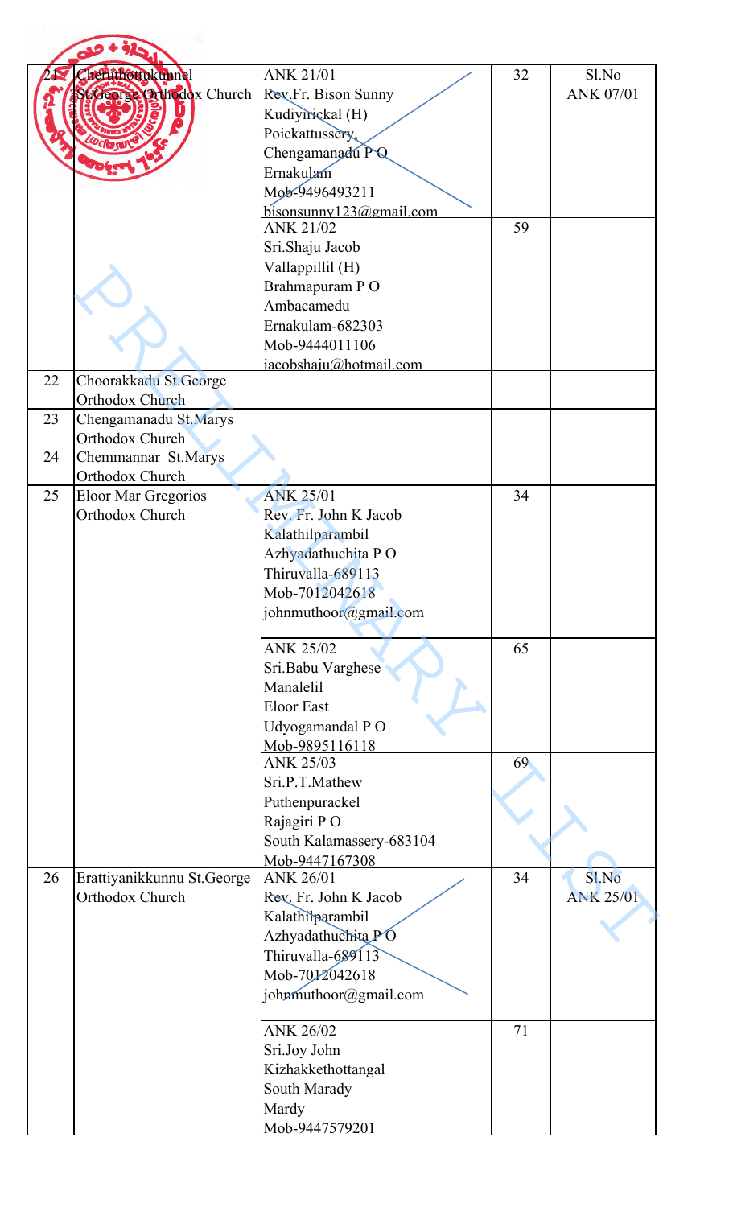| 21 | Cheruthottukunnel St.George Orthodox Church | ANK 21/01<br>Rev.Fr. Bison Sunny<br>Kudiyirickal (H)<br>Poickattussery,<br>Chengamanadu P O<br>Ernakulam<br>Mob-9496493211<br>bisonsunny123@gmail.com | 32 | Sl.No ANK 07/01 |
|---|---|---|---|---|
| | | ANK 21/02<br>Sri.Shaju Jacob<br>Vallappillil (H)<br>Brahmapuram P O<br>Ambacamedu<br>Ernakulam-682303<br>Mob-9444011106<br>jacobshaju@hotmail.com | 59 | |
| 22 | Choorakkadu St.George Orthodox Church | | | |
| 23 | Chengamanadu St.Marys Orthodox Church | | | |
| 24 | Chemmannar St.Marys Orthodox Church | | | |
| 25 | Eloor Mar Gregorios Orthodox Church | ANK 25/01<br>Rev. Fr. John K Jacob<br>Kalathilparambil<br>Azhyadathuchita P O<br>Thiruvalla-689113<br>Mob-7012042618<br>johnmuthoor@gmail.com | 34 | |
| | | ANK 25/02<br>Sri.Babu Varghese<br>Manalelil<br>Eloor East<br>Udyogamandal P O<br>Mob-9895116118 | 65 | |
| | | ANK 25/03<br>Sri.P.T.Mathew<br>Puthenpurackel<br>Rajagiri P O<br>South Kalamassery-683104<br>Mob-9447167308 | 69 | |
| 26 | Erattiyanikkunnu St.George Orthodox Church | ANK 26/01<br>Rev. Fr. John K Jacob<br>Kalathilparambil<br>Azhyadathuchita P O<br>Thiruvalla-689113<br>Mob-7012042618<br>johnmuthoor@gmail.com | 34 | Sl.No ANK 25/01 |
| | | ANK 26/02<br>Sri.Joy John<br>Kizhakkethottangal<br>South Marady<br>Mardy<br>Mob-9447579201 | 71 | |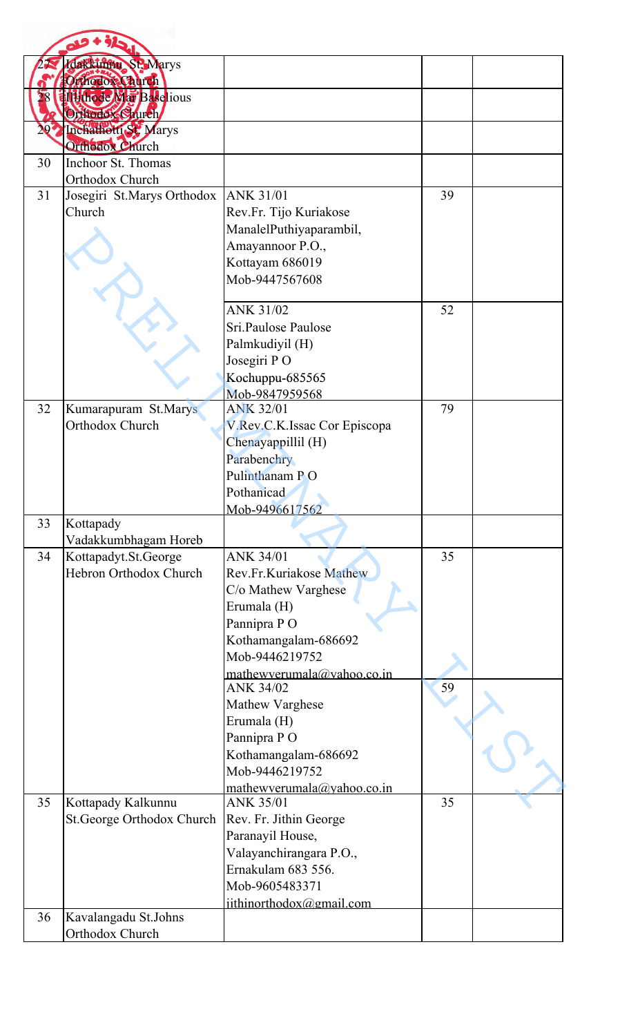| | | | | |
|---|---|---|---|---|
| 27 | Idakkunnu St.Marys Orthodox Church | | | |
| 28 | Illithode Mar Baselious Orthodox Church | | | |
| 29 | Inchathotti St. Marys Orthodox Church | | | |
| 30 | Inchoor St. Thomas Orthodox Church | | | |
| 31 | Josegiri St.Marys Orthodox Church | ANK 31/01<br>Rev.Fr. Tijo Kuriakose<br>ManalelPuthiyaparambil,<br>Amayannoor P.O.,<br>Kottayam 686019<br>Mob-9447567608 | 39 | |
| | | ANK 31/02<br>Sri.Paulose Paulose<br>Palmkudiyil (H)<br>Josegiri P O<br>Kochuppu-685565<br>Mob-9847959568 | 52 | |
| 32 | Kumarapuram St.Marys Orthodox Church | ANK 32/01<br>V.Rev.C.K.Issac Cor Episcopa<br>Chenayappillil (H)<br>Parabenchry<br>Pulinthanam P O<br>Pothanicad<br>Mob-9496617562 | 79 | |
| 33 | Kottapady Vadakkumbhagam Horeb | | | |
| 34 | Kottapadyt.St.George Hebron Orthodox Church | ANK 34/01<br>Rev.Fr.Kuriakose Mathew<br>C/o Mathew Varghese<br>Erumala (H)<br>Pannipra P O<br>Kothamangalam-686692<br>Mob-9446219752<br>mathewverumala@yahoo.co.in | 35 | |
| | | ANK 34/02<br>Mathew Varghese<br>Erumala (H)<br>Pannipra P O<br>Kothamangalam-686692<br>Mob-9446219752<br>mathewverumala@yahoo.co.in | 59 | |
| 35 | Kottapady Kalkunnu St.George Orthodox Church | ANK 35/01<br>Rev. Fr. Jithin George<br>Paranayil House,<br>Valayanchirangara P.O.,<br>Ernakulam 683 556.<br>Mob-9605483371<br>jithinorthodox@gmail.com | 35 | |
| 36 | Kavalangadu St.Johns Orthodox Church | | | |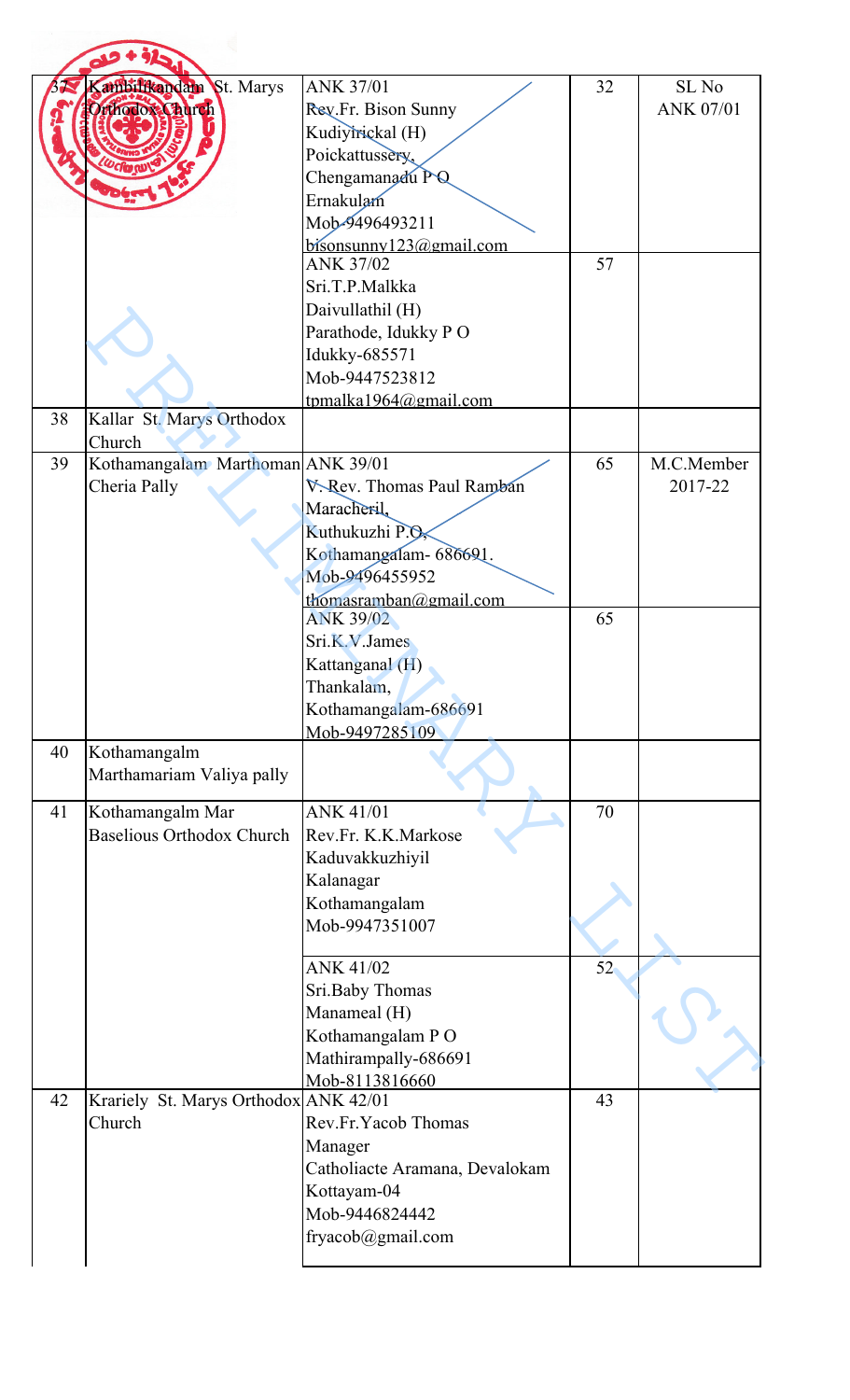| 37 | Kambilikandam St. Marys Orthodox Church | ANK 37/01<br>Rev.Fr. Bison Sunny<br>Kudiyirickal (H)<br>Poickattussery,<br>Chengamanadu P O<br>Ernakulam<br>Mob-9496493211<br>bisonsunny123@gmail.com | 32 | SL No<br>ANK 07/01 |
|---|---|---|---|---|
| | | ANK 37/02<br>Sri.T.P.Malkka<br>Daivullathil (H)<br>Parathode, Idukky P O<br>Idukky-685571<br>Mob-9447523812<br>tpmalka1964@gmail.com | 57 | |
| 38 | Kallar St. Marys Orthodox Church | | | |
| 39 | Kothamangalam Marthoman Cheria Pally | ANK 39/01<br>V. Rev. Thomas Paul Ramban<br>Maracheril,<br>Kuthukuzhi P.O,<br>Kothamangalam- 686691.<br>Mob-9496455952<br>thomasramban@gmail.com | 65 | M.C.Member<br>2017-22 |
| | | ANK 39/02<br>Sri.K.V.James<br>Kattanganal (H)<br>Thankalam,<br>Kothamangalam-686691<br>Mob-9497285109 | 65 | |
| 40 | Kothamangalm Marthamariam Valiya pally | | | |
| 41 | Kothamangalm Mar Baselious Orthodox Church | ANK 41/01<br>Rev.Fr. K.K.Markose<br>Kaduvakkuzhiyil<br>Kalanagar<br>Kothamangalam<br>Mob-9947351007 | 70 | |
| | | ANK 41/02<br>Sri.Baby Thomas<br>Manameal (H)<br>Kothamangalam P O<br>Mathirampally-686691<br>Mob-8113816660 | 52 | |
| 42 | Krariely St. Marys Orthodox Church | ANK 42/01<br>Rev.Fr.Yacob Thomas<br>Manager<br>Catholiacte Aramana, Devalokam<br>Kottayam-04<br>Mob-9446824442<br>fryacob@gmail.com | 43 | |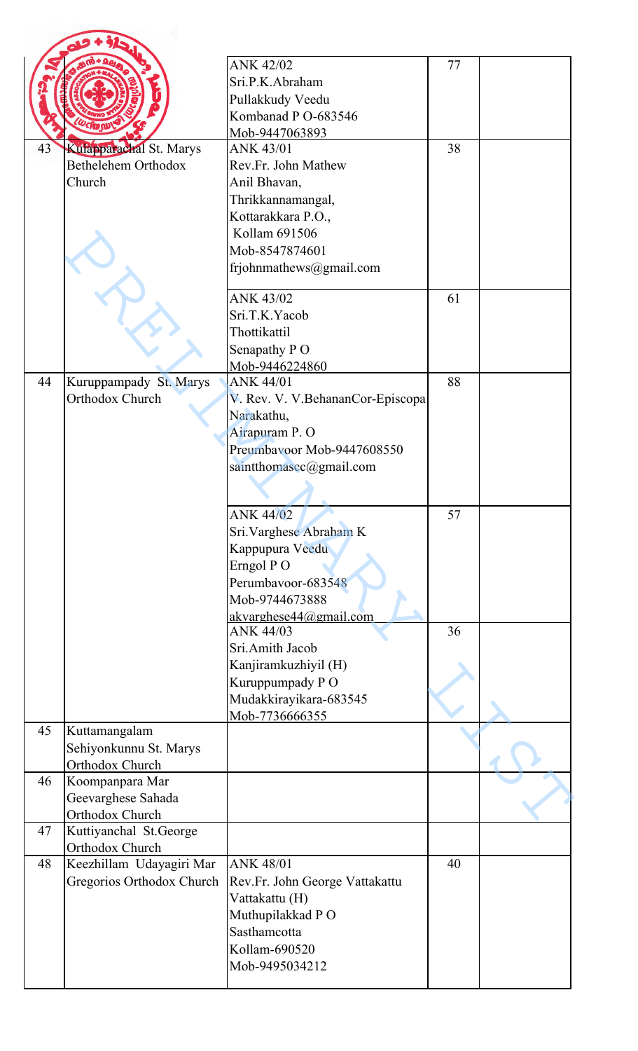| | | | | |
|---|---|---|---|---|
| | | ANK 42/02<br>Sri.P.K.Abraham<br>Pullakkudy Veedu<br>Kombanad P O-683546<br>Mob-9447063893 | 77 | |
| 43 | Kulapparachal St. Marys Bethelehem Orthodox Church | ANK 43/01<br>Rev.Fr. John Mathew<br>Anil Bhavan,<br>Thrikkannamangal,<br>Kottarakkara P.O.,<br>Kollam 691506<br>Mob-8547874601<br>frjohnmathews@gmail.com | 38 | |
| | | ANK 43/02<br>Sri.T.K.Yacob<br>Thottikattil<br>Senapathy P O<br>Mob-9446224860 | 61 | |
| 44 | Kuruppampady St. Marys Orthodox Church | ANK 44/01<br>V. Rev. V. V.BehananCor-Episcopa<br>Narakathu,<br>Airapuram P. O<br>Preumbavoor Mob-9447608550<br>saintthomascc@gmail.com | 88 | |
| | | ANK 44/02<br>Sri.Varghese Abraham K<br>Kappupura Veedu<br>Erngol P O<br>Perumbavoor-683548<br>Mob-9744673888<br>akvarghese44@gmail.com | 57 | |
| | | ANK 44/03<br>Sri.Amith Jacob<br>Kanjiramkuzhiyil (H)<br>Kuruppumpady P O<br>Mudakkirayikara-683545<br>Mob-7736666355 | 36 | |
| 45 | Kuttamangalam Sehiyonkunnu St. Marys Orthodox Church | | | |
| 46 | Koompanpara Mar Geevarghese Sahada Orthodox Church | | | |
| 47 | Kuttiyanchal St.George Orthodox Church | | | |
| 48 | Keezhillam Udayagiri Mar Gregorios Orthodox Church | ANK 48/01<br>Rev.Fr. John George Vattakattu<br>Vattakattu (H)<br>Muthupilakkad P O<br>Sasthamcotta<br>Kollam-690520<br>Mob-9495034212 | 40 | |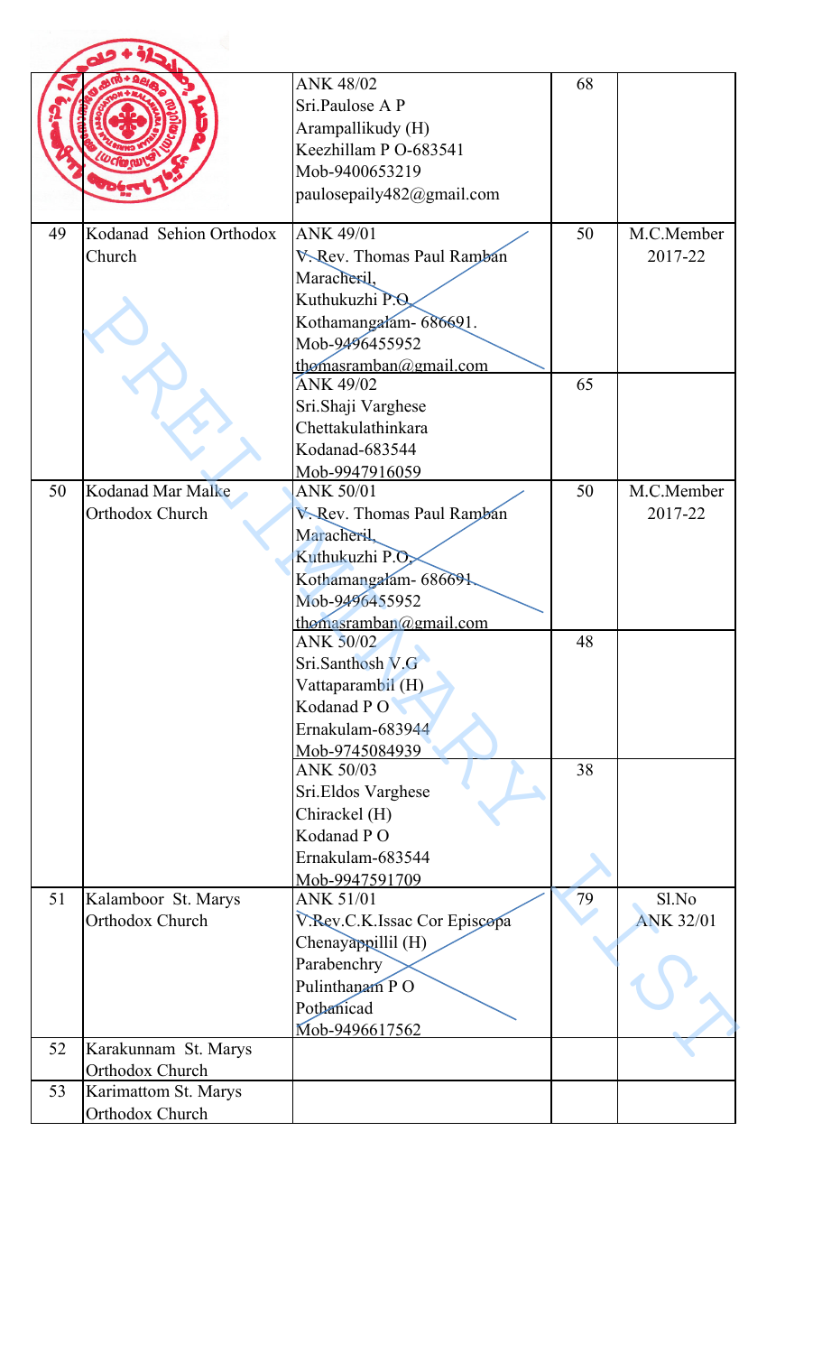| | | | | |
|---|---|---|---|---|
| | | ANK 48/02<br>Sri.Paulose A P<br>Arampallikudy (H)<br>Keezhillam P O-683541<br>Mob-9400653219<br>paulosepaily482@gmail.com | 68 | |
| 49 | Kodanad Sehion Orthodox Church | ANK 49/01<br>V. Rev. Thomas Paul Ramban<br>Maracheril,<br>Kuthukuzhi P.O.<br>Kothamangalam- 686691.<br>Mob-9496455952<br>thomasramban@gmail.com | 50 | M.C.Member 2017-22 |
| | | ANK 49/02<br>Sri.Shaji Varghese<br>Chettakulathinkara<br>Kodanad-683544<br>Mob-9947916059 | 65 | |
| 50 | Kodanad Mar Malke Orthodox Church | ANK 50/01<br>V. Rev. Thomas Paul Ramban<br>Maracheril,<br>Kuthukuzhi P.O.<br>Kothamangalam- 686691.<br>Mob-9496455952<br>thomasramban@gmail.com | 50 | M.C.Member 2017-22 |
| | | ANK 50/02<br>Sri.Santhosh V.G<br>Vattaparambil (H)<br>Kodanad P O<br>Ernakulam-683944<br>Mob-9745084939 | 48 | |
| | | ANK 50/03<br>Sri.Eldos Varghese<br>Chirackel (H)<br>Kodanad P O<br>Ernakulam-683544<br>Mob-9947591709 | 38 | |
| 51 | Kalamboor St. Marys Orthodox Church | ANK 51/01<br>V.Rev.C.K.Issac Cor Episcopa<br>Chenayappillil (H)<br>Parabenchry<br>Pulinthanam P O<br>Pothanicad<br>Mob-9496617562 | 79 | Sl.No ANK 32/01 |
| 52 | Karakunnam St. Marys Orthodox Church | | | |
| 53 | Karimattom St. Marys Orthodox Church | | | |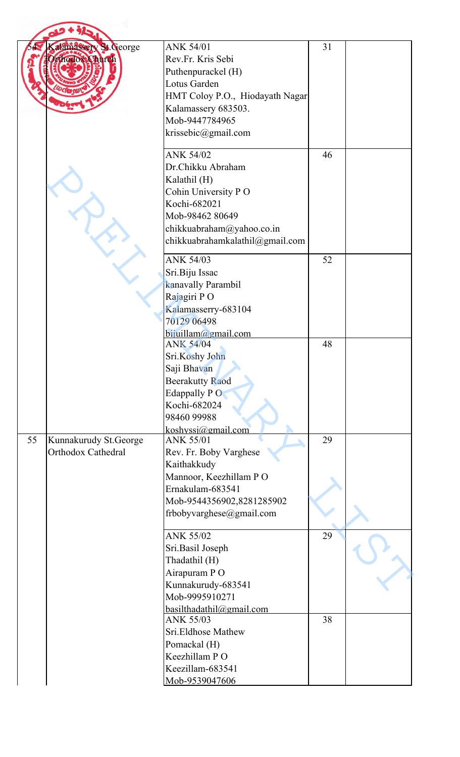| 54 | Kalamassery St.George Orthodox Church | ANK 54/01<br>Rev.Fr. Kris Sebi<br>Puthenpurackel (H)<br>Lotus Garden<br>HMT Coloy P.O., Hiodayath Nagar<br>Kalamassery 683503.<br>Mob-9447784965<br>krissebic@gmail.com | 31 | |
|---|---|---|---|---|
| | | ANK 54/02<br>Dr.Chikku Abraham<br>Kalathil (H)<br>Cohin University P O<br>Kochi-682021<br>Mob-98462 80649<br>chikkuabraham@yahoo.co.in<br>chikkuabrahamkalathil@gmail.com | 46 | |
| | | ANK 54/03<br>Sri.Biju Issac<br>kanavally Parambil<br>Rajagiri P O<br>Kalamasserry-683104<br>70129 06498<br>bijuillam@gmail.com | 52 | |
| | | ANK 54/04<br>Sri.Koshy John<br>Saji Bhavan<br>Beerakutty Raod<br>Edappally P O<br>Kochi-682024<br>98460 99988<br>koshyssj@gmail.com | 48 | |
| 55 | Kunnakurudy St.George Orthodox Cathedral | ANK 55/01<br>Rev. Fr. Boby Varghese<br>Kaithakkudy<br>Mannoor, Keezhillam P O<br>Ernakulam-683541<br>Mob-9544356902,8281285902<br>frbobyvarghese@gmail.com | 29 | |
| | | ANK 55/02<br>Sri.Basil Joseph<br>Thadathil (H)<br>Airapuram P O<br>Kunnakurudy-683541<br>Mob-9995910271<br>basilthadathil@gmail.com | 29 | |
| | | ANK 55/03<br>Sri.Eldhose Mathew<br>Pomackal (H)<br>Keezhillam P O<br>Keezillam-683541<br>Mob-9539047606 | 38 | |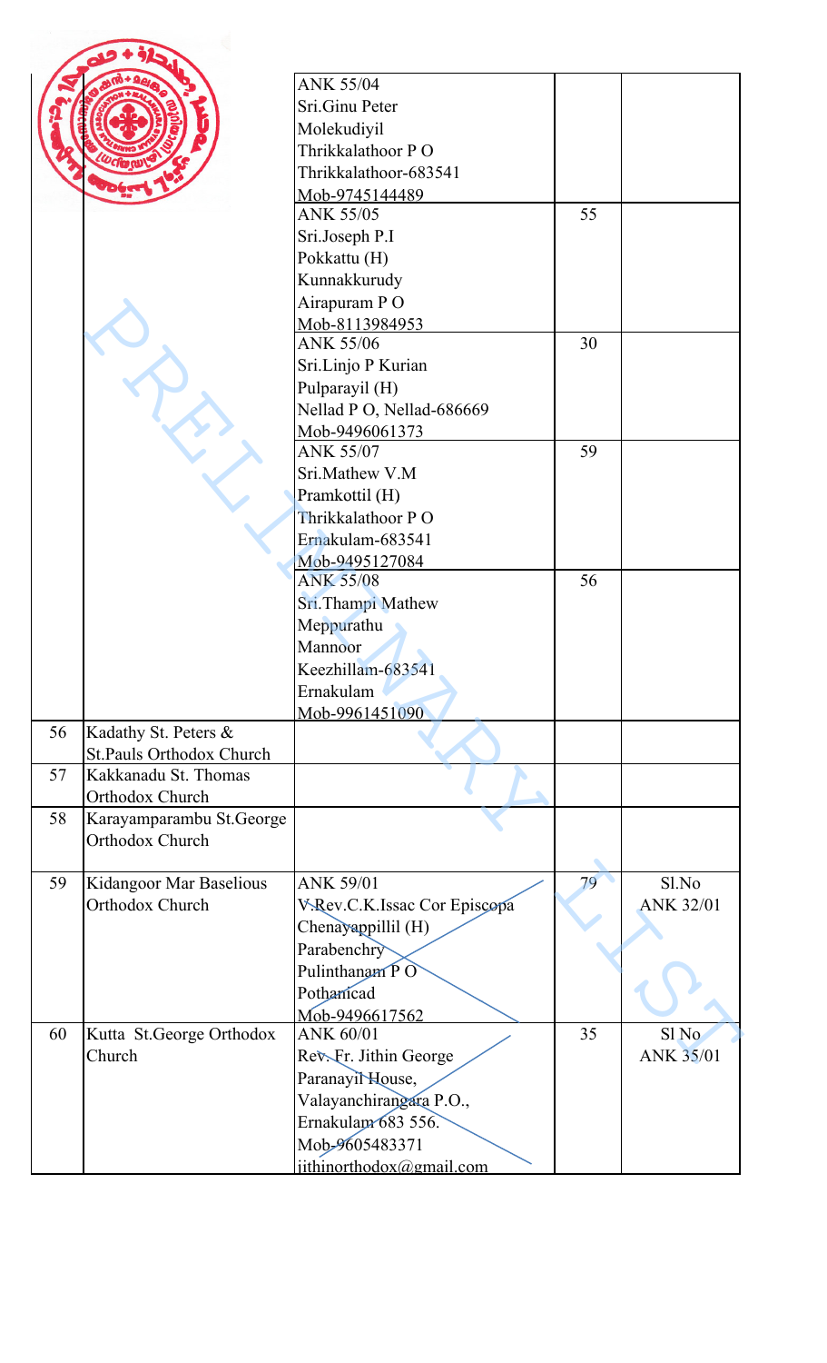| | | | | |
|---|---|---|---|---|
| | | ANK 55/04<br>Sri.Ginu Peter<br>Molekudiyil<br>Thrikkalathoor P O<br>Thrikkalathoor-683541<br>Mob-9745144489 | | |
| | | ANK 55/05<br>Sri.Joseph P.I<br>Pokkattu (H)<br>Kunnakkurudy<br>Airapuram P O<br>Mob-8113984953 | 55 | |
| | | ANK 55/06<br>Sri.Linjo P Kurian<br>Pulparayil (H)<br>Nellad P O, Nellad-686669<br>Mob-9496061373 | 30 | |
| | | ANK 55/07<br>Sri.Mathew V.M<br>Pramkottil (H)<br>Thrikkalathoor P O<br>Ernakulam-683541<br>Mob-9495127084 | 59 | |
| | | ANK 55/08<br>Sri.Thampi Mathew<br>Meppurathu<br>Mannoor<br>Keezhillam-683541<br>Ernakulam<br>Mob-9961451090 | 56 | |
| 56 | Kadathy St. Peters & St.Pauls Orthodox Church | | | |
| 57 | Kakkanadu St. Thomas Orthodox Church | | | |
| 58 | Karayamparambu St.George Orthodox Church | | | |
| 59 | Kidangoor Mar Baselious Orthodox Church | ANK 59/01<br>V.Rev.C.K.Issac Cor Episcopa<br>Chenayappillil (H)<br>Parabenchry<br>Pulinthanam P O<br>Pothanicad<br>Mob-9496617562 | 79 | Sl.No ANK 32/01 |
| 60 | Kutta St.George Orthodox Church | ANK 60/01<br>Rev. Fr. Jithin George<br>Paranayil House,<br>Valayanchirangara P.O.,<br>Ernakulam 683 556.<br>Mob-9605483371<br>jithinorthodox@gmail.com | 35 | Sl No ANK 35/01 |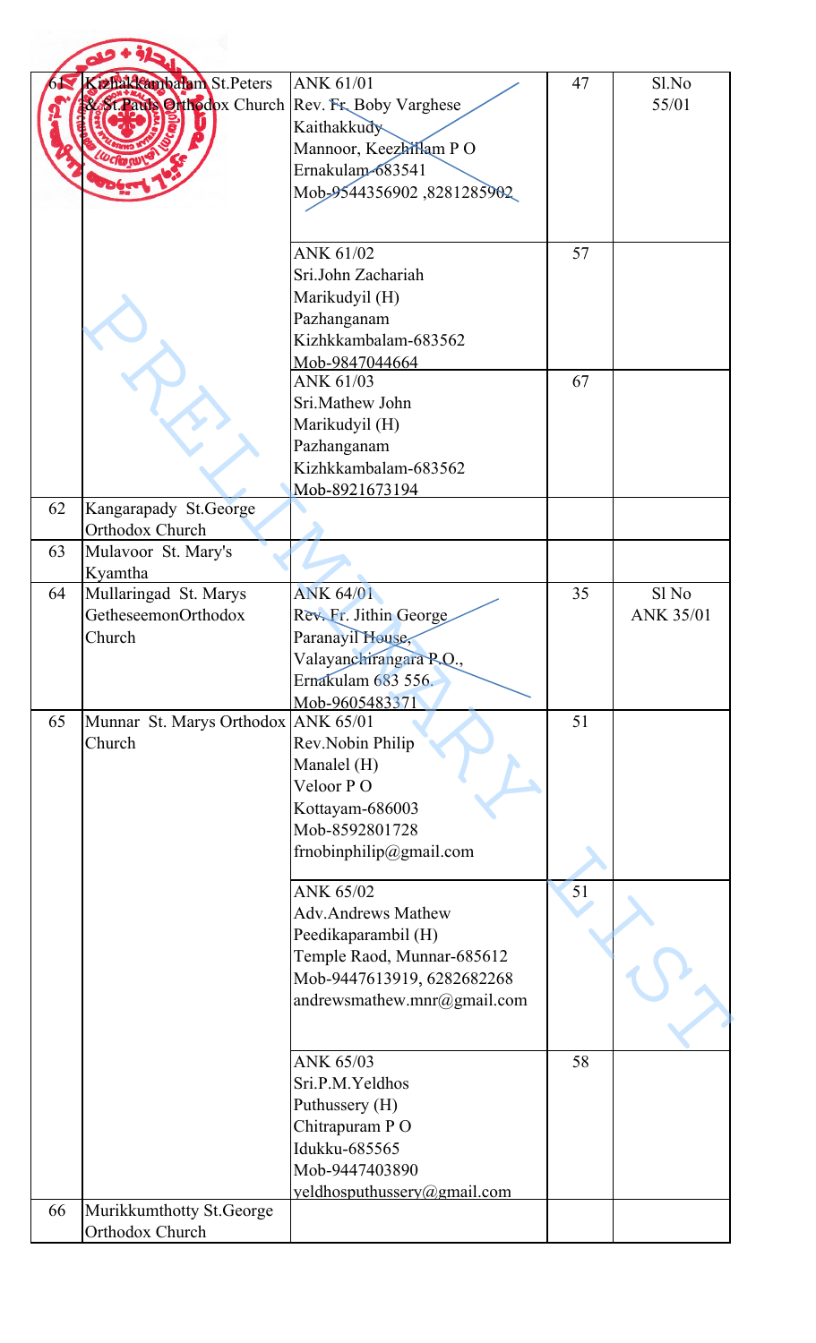| 61 | Kizhakkambalam St.Peters & St.Pauls Orthodox Church | ANK 61/01<br>Rev. Fr. Boby Varghese<br>Kaithakkudy<br>Mannoor, Keezhillam P O<br>Ernakulam-683541<br>Mob-9544356902 ,8281285902 | 47 | Sl.No 55/01 |
|---|---|---|---|---|
| | | ANK 61/02<br>Sri.John Zachariah<br>Marikudyil (H)<br>Pazhanganam<br>Kizhkkambalam-683562<br>Mob-9847044664 | 57 | |
| | | ANK 61/03<br>Sri.Mathew John<br>Marikudyil (H)<br>Pazhanganam<br>Kizhkkambalam-683562<br>Mob-8921673194 | 67 | |
| 62 | Kangarapady St.George Orthodox Church | | | |
| 63 | Mulavoor St. Mary's Kyamtha | | | |
| 64 | Mullaringad St. Marys GetheseemonOrthodox Church | ANK 64/01<br>Rev. Fr. Jithin George<br>Paranayil House,<br>Valayanchirangara P.O.,<br>Ernakulam 683 556.<br>Mob-9605483371 | 35 | Sl No ANK 35/01 |
| 65 | Munnar St. Marys Orthodox Church | ANK 65/01<br>Rev.Nobin Philip<br>Manalel (H)<br>Veloor P O<br>Kottayam-686003<br>Mob-8592801728<br>frnobinphilip@gmail.com | 51 | |
| | | ANK 65/02<br>Adv.Andrews Mathew<br>Peedikaparambil (H)<br>Temple Raod, Munnar-685612<br>Mob-9447613919, 6282682268<br>andrewsmathew.mnr@gmail.com | 51 | |
| | | ANK 65/03<br>Sri.P.M.Yeldhos<br>Puthussery (H)<br>Chitrapuram P O<br>Idukku-685565<br>Mob-9447403890<br>yeldhosputhussery@gmail.com | 58 | |
| 66 | Murikkumthotty St.George Orthodox Church | | | |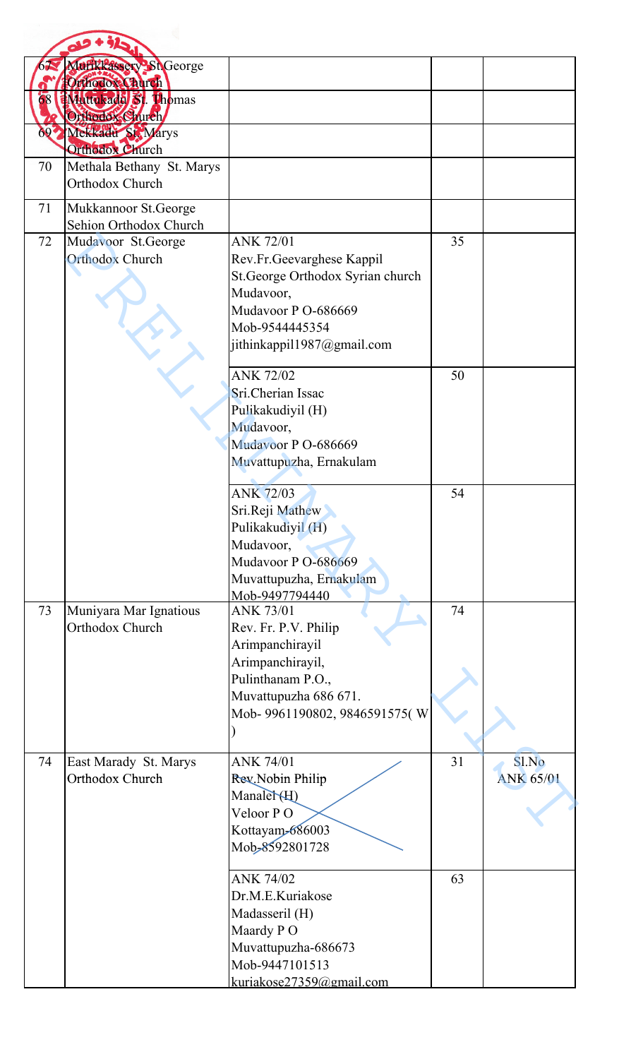| | | | | |
|---|---|---|---|---|
| 67 | Murikkassery St.George Orthodox Church | | | |
| 68 | Mattukadu St. Thomas Orthodox Church | | | |
| 69 | Mekkadu St. Marys Orthodox Church | | | |
| 70 | Methala Bethany St. Marys Orthodox Church | | | |
| 71 | Mukkannoor St.George Sehion Orthodox Church | | | |
| 72 | Mudavoor St.George Orthodox Church | ANK 72/01<br>Rev.Fr.Geevarghese Kappil<br>St.George Orthodox Syrian church<br>Mudavoor,<br>Mudavoor P O-686669<br>Mob-9544445354<br>jithinkappil1987@gmail.com | 35 | |
| | | ANK 72/02<br>Sri.Cherian Issac<br>Pulikakudiyil (H)<br>Mudavoor,<br>Mudavoor P O-686669<br>Muvattupuzha, Ernakulam | 50 | |
| | | ANK 72/03<br>Sri.Reji Mathew<br>Pulikakudiyil (H)<br>Mudavoor,<br>Mudavoor P O-686669<br>Muvattupuzha, Ernakulam<br>Mob-9497794440 | 54 | |
| 73 | Muniyara Mar Ignatious Orthodox Church | ANK 73/01<br>Rev. Fr. P.V. Philip<br>Arimpanchirayil<br>Arimpanchirayil,<br>Pulinthanam P.O.,<br>Muvattupuzha 686 671.<br>Mob- 9961190802, 9846591575( W ) | 74 | |
| 74 | East Marady St. Marys Orthodox Church | ~~ANK 74/01<br>Rev.Nobin Philip<br>Manalel (H)<br>Veloor P O<br>Kottayam-686003<br>Mob-8592801728~~ | 31 | Sl.No ANK 65/01 |
| | | ANK 74/02<br>Dr.M.E.Kuriakose<br>Madasseril (H)<br>Maardy P O<br>Muvattupuzha-686673<br>Mob-9447101513<br>kuriakose27359@gmail.com | 63 | |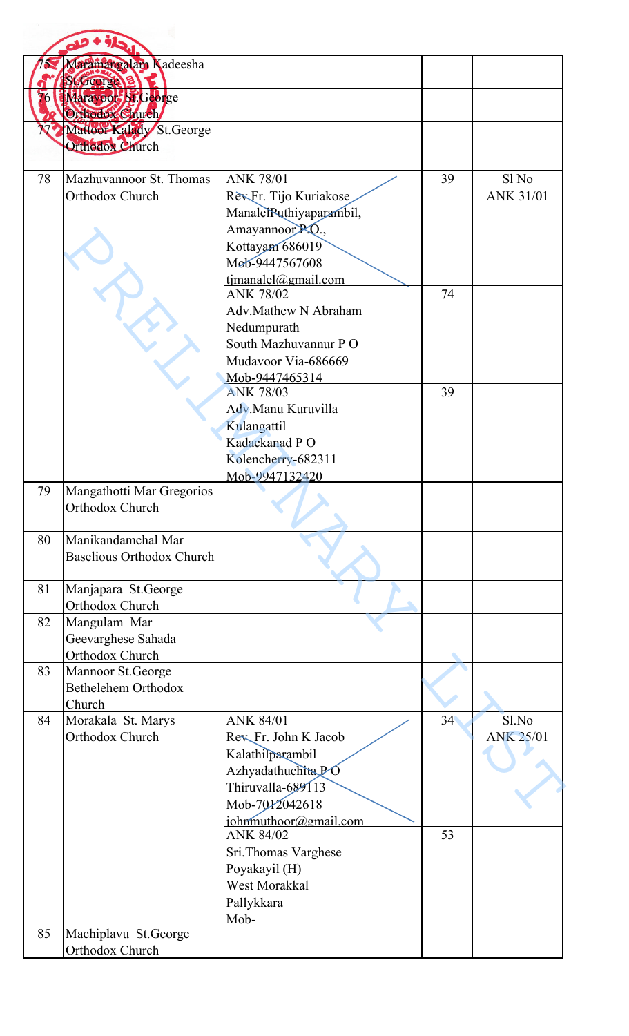| | | | | |
|---|---|---|---|---|
| 75 | Maramangalam Kadeesha St.George | | | |
| 76 | Marayoor St.George Orthodox Church | | | |
| 77 | Mattoor Kalady St.George Orthodox Church | | | |
| 78 | Mazhuvannoor St. Thomas Orthodox Church | ANK 78/01<br>Rev.Fr. Tijo Kuriakose<br>ManalelPuthiyaparambil,<br>Amayannoor P.O.,<br>Kottayam 686019<br>Mob-9447567608<br>tjmanalel@gmail.com | 39 | Sl No<br>ANK 31/01 |
| | | ANK 78/02<br>Adv.Mathew N Abraham<br>Nedumpurath<br>South Mazhuvannur P O<br>Mudavoor Via-686669<br>Mob-9447465314 | 74 | |
| | | ANK 78/03<br>Adv.Manu Kuruvilla<br>Kulangattil<br>Kadackanad P O<br>Kolencherry-682311<br>Mob-9947132420 | 39 | |
| 79 | Mangathotti Mar Gregorios Orthodox Church | | | |
| 80 | Manikandamchal Mar Baselious Orthodox Church | | | |
| 81 | Manjapara St.George Orthodox Church | | | |
| 82 | Mangulam Mar Geevarghese Sahada Orthodox Church | | | |
| 83 | Mannoor St.George Bethelehem Orthodox Church | | | |
| 84 | Morakala St. Marys Orthodox Church | ANK 84/01<br>Rev. Fr. John K Jacob<br>Kalathilparambil<br>Azhyadathuchita P O<br>Thiruvalla-689113<br>Mob-7012042618<br>johnmuthoor@gmail.com | 34 | Sl.No<br>ANK 25/01 |
| | | ANK 84/02<br>Sri.Thomas Varghese<br>Poyakayil (H)<br>West Morakkal<br>Pallykkara<br>Mob- | 53 | |
| 85 | Machiplavu St.George Orthodox Church | | | |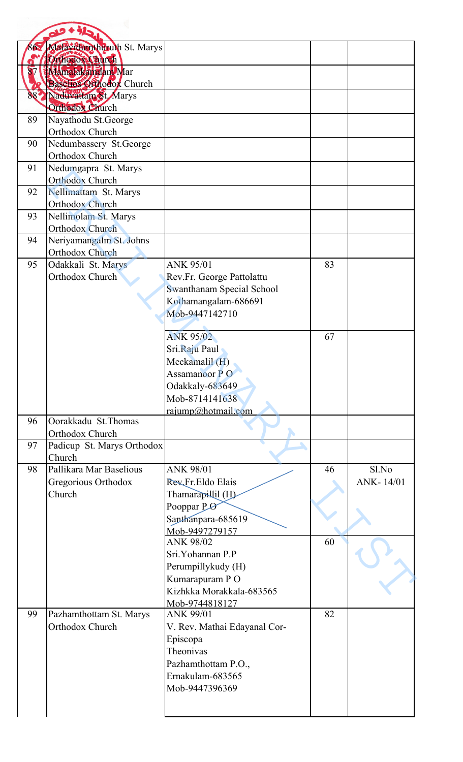| | | | | |
|---|---|---|---|---|
| 86 | Malavidamthuruth St. Marys Orthodox Church | | | |
| 87 | Mamalakandam Mar Baselios Orthodox Church | | | |
| 88 | Naduvattam St. Marys Orthodox Church | | | |
| 89 | Nayathodu St.George Orthodox Church | | | |
| 90 | Nedumbassery St.George Orthodox Church | | | |
| 91 | Nedumgapra St. Marys Orthodox Church | | | |
| 92 | Nellimattam St. Marys Orthodox Church | | | |
| 93 | Nellimolam St. Marys Orthodox Church | | | |
| 94 | Neriyamangalm St. Johns Orthodox Church | | | |
| 95 | Odakkali St. Marys Orthodox Church | ANK 95/01<br>Rev.Fr. George Pattolattu<br>Swanthanam Special School<br>Kothamangalam-686691<br>Mob-9447142710 | 83 | |
| | | ANK 95/02<br>Sri.Raju Paul<br>Meckamalil (H)<br>Assamanoor P O<br>Odakkaly-683649<br>Mob-8714141638<br>rajump@hotmail.com | 67 | |
| 96 | Oorakkadu St.Thomas Orthodox Church | | | |
| 97 | Padicup St. Marys Orthodox Church | | | |
| 98 | Pallikara Mar Baselious Gregorious Orthodox Church | ~~ANK 98/01<br>Rev.Fr.Eldo Elais<br>Thamarapillil (H)<br>Pooppar P O<br>Santhanpara-685619<br>Mob-9497279157~~ | 46 | Sl.No ANK- 14/01 |
| | | ANK 98/02<br>Sri.Yohannan P.P<br>Perumpillykudy (H)<br>Kumarapuram P O<br>Kizhkka Morakkala-683565<br>Mob-9744818127 | 60 | |
| 99 | Pazhamthottam St. Marys Orthodox Church | ANK 99/01<br>V. Rev. Mathai Edayanal Cor-Episcopa<br>Theonivas<br>Pazhamthottam P.O.,<br>Ernakulam-683565<br>Mob-9447396369 | 82 | |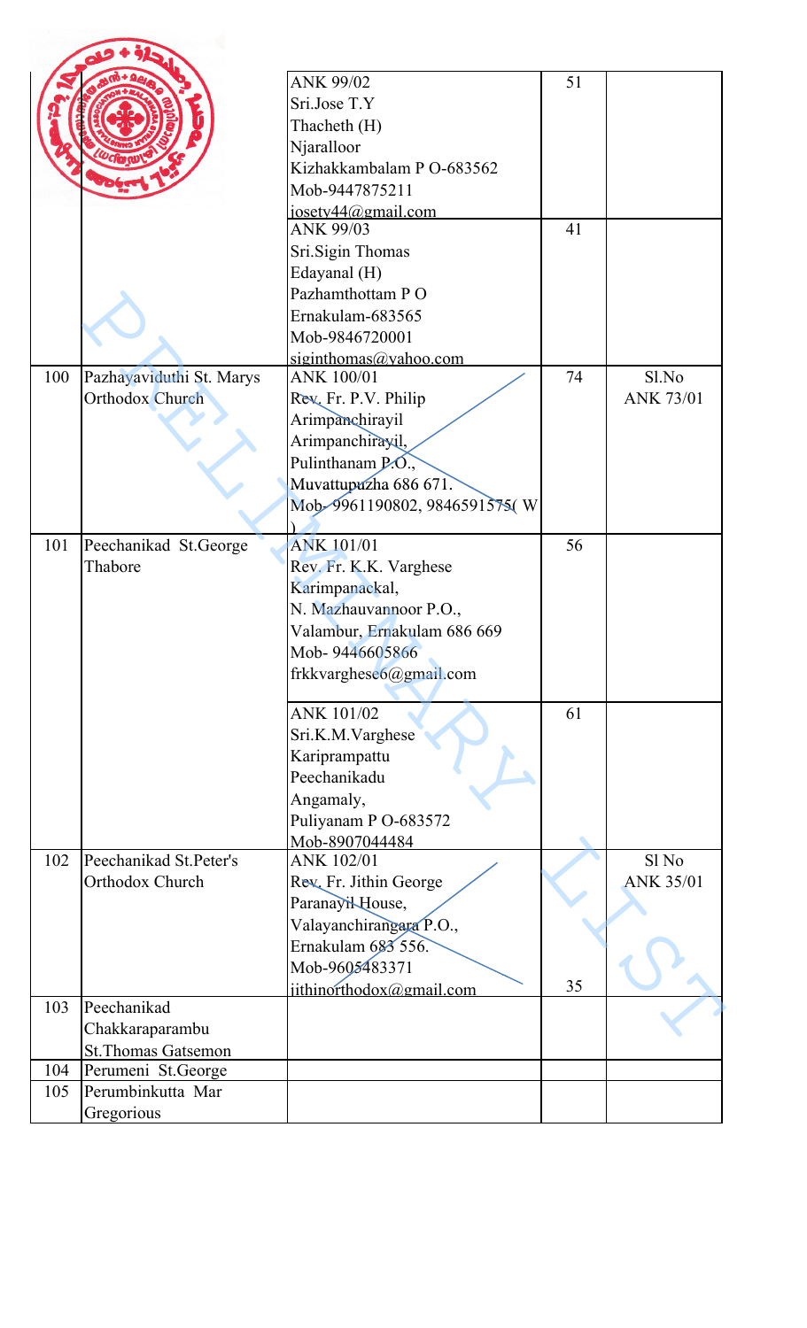| | | | | |
|---|---|---|---|---|
| | | ANK 99/02<br>Sri.Jose T.Y<br>Thacheth (H)<br>Njaralloor<br>Kizhakkambalam P O-683562<br>Mob-9447875211<br>josety44@gmail.com | 51 | |
| | | ANK 99/03<br>Sri.Sigin Thomas<br>Edayanal (H)<br>Pazhamthottam P O<br>Ernakulam-683565<br>Mob-9846720001<br>siginthomas@yahoo.com | 41 | |
| 100 | Pazhayaviduthi St. Marys Orthodox Church | ANK 100/01<br>Rev. Fr. P.V. Philip<br>Arimpanchirayil<br>Arimpanchirayil,<br>Pulinthanam P.O.,<br>Muvattupuzha 686 671.<br>Mob- 9961190802, 9846591575( W ) | 74 | Sl.No ANK 73/01 |
| 101 | Peechanikad St.George Thabore | ANK 101/01<br>Rev. Fr. K.K. Varghese<br>Karimpanackal,<br>N. Mazhauvannoor P.O.,<br>Valambur, Ernakulam 686 669<br>Mob- 9446605866<br>frkkvarghese6@gmail.com | 56 | |
| | | ANK 101/02<br>Sri.K.M.Varghese<br>Kariprampattu<br>Peechanikadu<br>Angamaly,<br>Puliyanam P O-683572<br>Mob-8907044484 | 61 | |
| 102 | Peechanikad St.Peter's Orthodox Church | ANK 102/01<br>Rev. Fr. Jithin George<br>Paranayil House,<br>Valayanchirangara P.O.,<br>Ernakulam 683 556.<br>Mob-9605483371<br>jithinorthodox@gmail.com | 35 | Sl No ANK 35/01 |
| 103 | Peechanikad Chakkaraparambu St.Thomas Gatsemon | | | |
| 104 | Perumeni St.George | | | |
| 105 | Perumbinkutta Mar Gregorious | | | |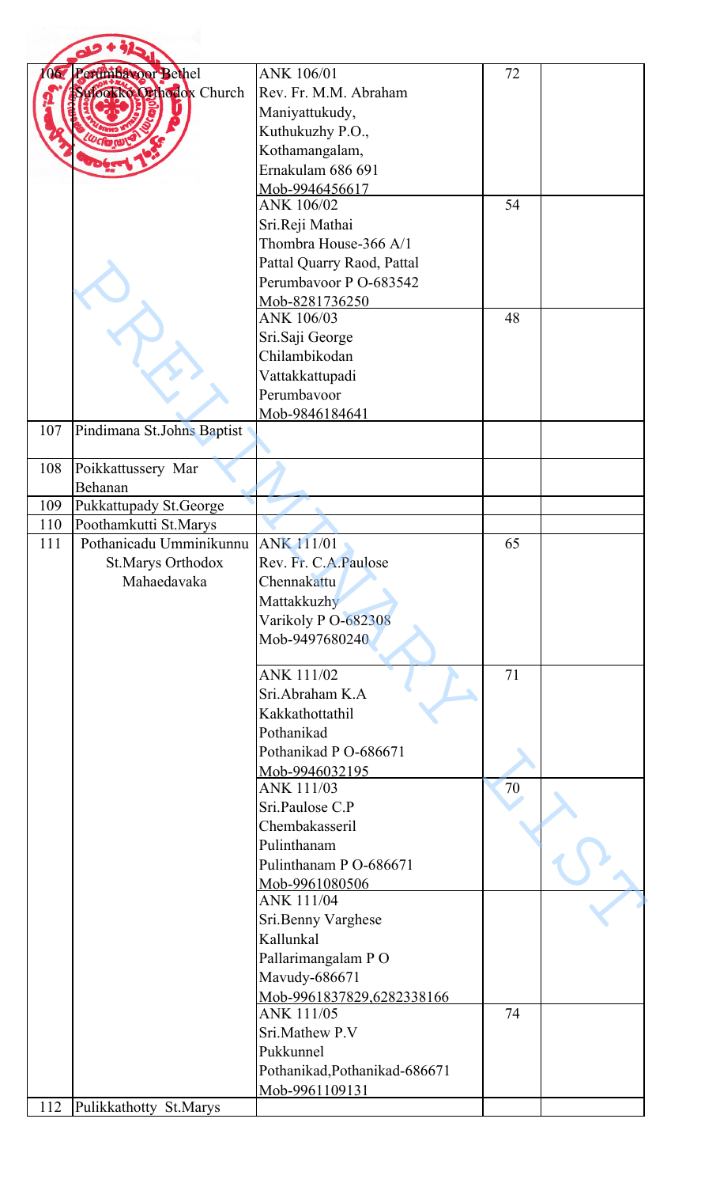| | | | | |
|---|---|---|---|---|
| 106 | Perumbavoor Bethel Sulookko Orthodox Church | ANK 106/01<br>Rev. Fr. M.M. Abraham<br>Maniyattukudy,<br>Kuthukuzhy P.O.,<br>Kothamangalam,<br>Ernakulam 686 691<br>Mob-9946456617 | 72 | |
| | | ANK 106/02<br>Sri.Reji Mathai<br>Thombra House-366 A/1<br>Pattal Quarry Raod, Pattal<br>Perumbavoor P O-683542<br>Mob-8281736250 | 54 | |
| | | ANK 106/03<br>Sri.Saji George<br>Chilambikodan<br>Vattakkattupadi<br>Perumbavoor<br>Mob-9846184641 | 48 | |
| 107 | Pindimana St.Johns Baptist | | | |
| 108 | Poikkattussery Mar Behanan | | | |
| 109 | Pukkattupady St.George | | | |
| 110 | Poothamkutti St.Marys | | | |
| 111 | Pothanicadu Umminikunnu St.Marys Orthodox Mahaedavaka | ANK 111/01<br>Rev. Fr. C.A.Paulose<br>Chennakattu<br>Mattakkuzhy<br>Varikoly P O-682308<br>Mob-9497680240 | 65 | |
| | | ANK 111/02<br>Sri.Abraham K.A<br>Kakkathottathil<br>Pothanikad<br>Pothanikad P O-686671<br>Mob-9946032195 | 71 | |
| | | ANK 111/03<br>Sri.Paulose C.P<br>Chembakasseril<br>Pulinthanam<br>Pulinthanam P O-686671<br>Mob-9961080506 | 70 | |
| | | ANK 111/04<br>Sri.Benny Varghese<br>Kallunkal<br>Pallarimangalam P O<br>Mavudy-686671<br>Mob-9961837829,6282338166 | | |
| | | ANK 111/05<br>Sri.Mathew P.V<br>Pukkunnel<br>Pothanikad,Pothanikad-686671<br>Mob-9961109131 | 74 | |
| 112 | Pulikkathotty St.Marys | | | |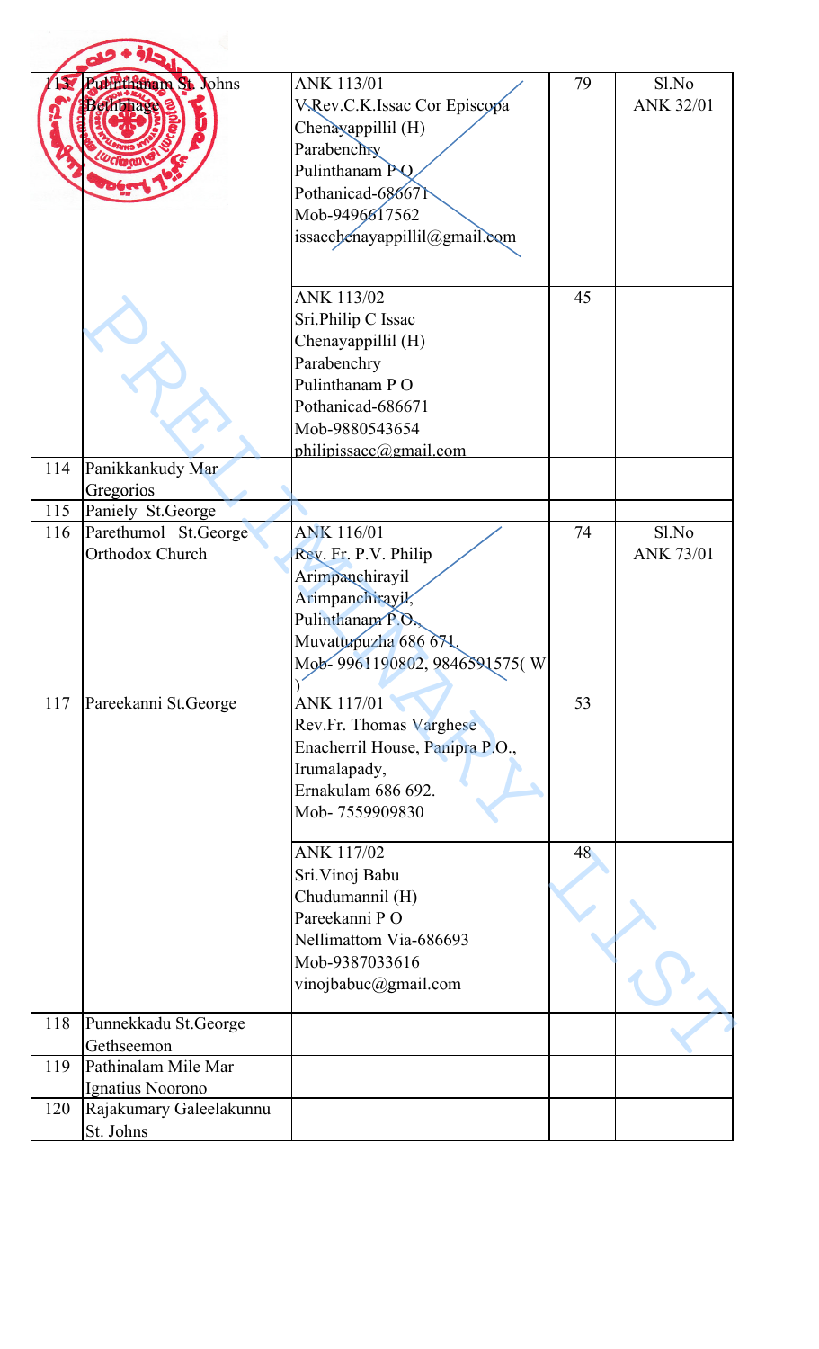| 113 | Pulinthanam St. Johns Bethphage | ANK 113/01<br>V.Rev.C.K.Issac Cor Episcopa<br>Chenayappillil (H)<br>Parabenchry<br>Pulinthanam P O<br>Pothanicad-686671<br>Mob-9496617562<br>issacchenayappillil@gmail.com | 79 | Sl.No ANK 32/01 |
|---|---|---|---|---|
| | | ANK 113/02<br>Sri.Philip C Issac<br>Chenayappillil (H)<br>Parabenchry<br>Pulinthanam P O<br>Pothanicad-686671<br>Mob-9880543654<br>philipissacc@gmail.com | 45 | |
| 114 | Panikkankudy Mar Gregorios | | | |
| 115 | Paniely St.George | | | |
| 116 | Parethumol St.George Orthodox Church | ANK 116/01<br>Rev. Fr. P.V. Philip<br>Arimpanchirayil<br>Arimpanchirayil,<br>Pulinthanam P.O.,<br>Muvattupuzha 686 671.<br>Mob- 9961190802, 9846591575( W ) | 74 | Sl.No ANK 73/01 |
| 117 | Pareekanni St.George | ANK 117/01<br>Rev.Fr. Thomas Varghese<br>Enacherril House, Panipra P.O.,<br>Irumalapady,<br>Ernakulam 686 692.<br>Mob- 7559909830 | 53 | |
| | | ANK 117/02<br>Sri.Vinoj Babu<br>Chudumannil (H)<br>Pareekanni P O<br>Nellimattom Via-686693<br>Mob-9387033616<br>vinojbabuc@gmail.com | 48 | |
| 118 | Punnekkadu St.George Gethseemon | | | |
| 119 | Pathinalam Mile Mar Ignatius Noorono | | | |
| 120 | Rajakumary Galeelakunnu St. Johns | | | |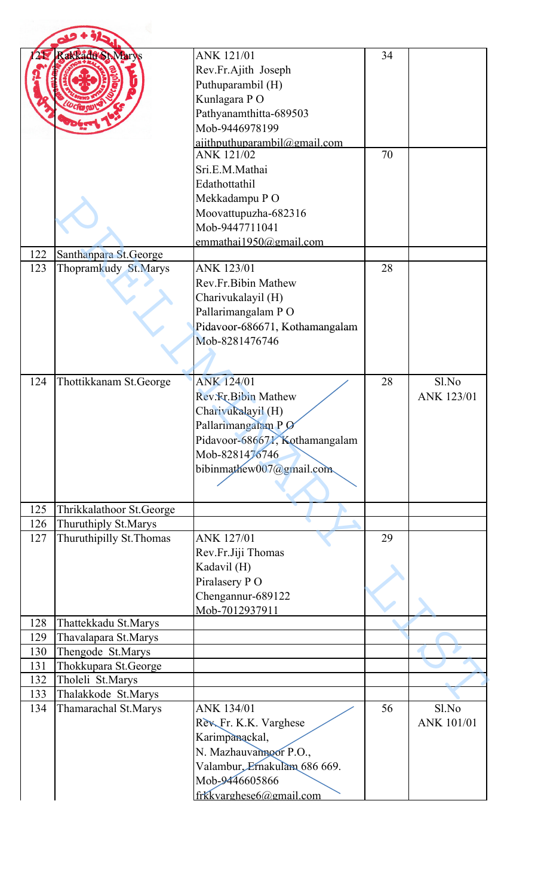| 121 | Rakkadu St.Marys | ANK 121/01<br>Rev.Fr.Ajith Joseph<br>Puthuparambil (H)<br>Kunlagara P O<br>Pathyanamthitta-689503<br>Mob-9446978199<br>ajithputhuparambil@gmail.com | 34 | |
|---|---|---|---|---|
| | | ANK 121/02<br>Sri.E.M.Mathai<br>Edathottathil<br>Mekkadampu P O<br>Moovattupuzha-682316<br>Mob-9447711041<br>emmathai1950@gmail.com | 70 | |
| 122 | Santhanpara St.George | | | |
| 123 | Thopramkudy St.Marys | ANK 123/01<br>Rev.Fr.Bibin Mathew<br>Charivukalayil (H)<br>Pallarimangalam P O<br>Pidavoor-686671, Kothamangalam<br>Mob-8281476746 | 28 | |
| 124 | Thottikkanam St.George | ANK 124/01<br>Rev.Fr.Bibin Mathew<br>Charivukalayil (H)<br>Pallarimangalam P O<br>Pidavoor-686671, Kothamangalam<br>Mob-8281476746<br>bibinmathew007@gmail.com | 28 | Sl.No<br>ANK 123/01 |
| 125 | Thrikkalathoor St.George | | | |
| 126 | Thuruthiply St.Marys | | | |
| 127 | Thuruthipilly St.Thomas | ANK 127/01<br>Rev.Fr.Jiji Thomas<br>Kadavil (H)<br>Piralasery P O<br>Chengannur-689122<br>Mob-7012937911 | 29 | |
| 128 | Thattekkadu St.Marys | | | |
| 129 | Thavalapara St.Marys | | | |
| 130 | Thengode St.Marys | | | |
| 131 | Thokkupara St.George | | | |
| 132 | Tholeli St.Marys | | | |
| 133 | Thalakkode St.Marys | | | |
| 134 | Thamarachal St.Marys | ANK 134/01<br>Rev. Fr. K.K. Varghese<br>Karimpanackal,<br>N. Mazhauvannoor P.O.,<br>Valambur, Ernakulam 686 669.<br>Mob-9446605866<br>frkkvarghese6@gmail.com | 56 | Sl.No<br>ANK 101/01 |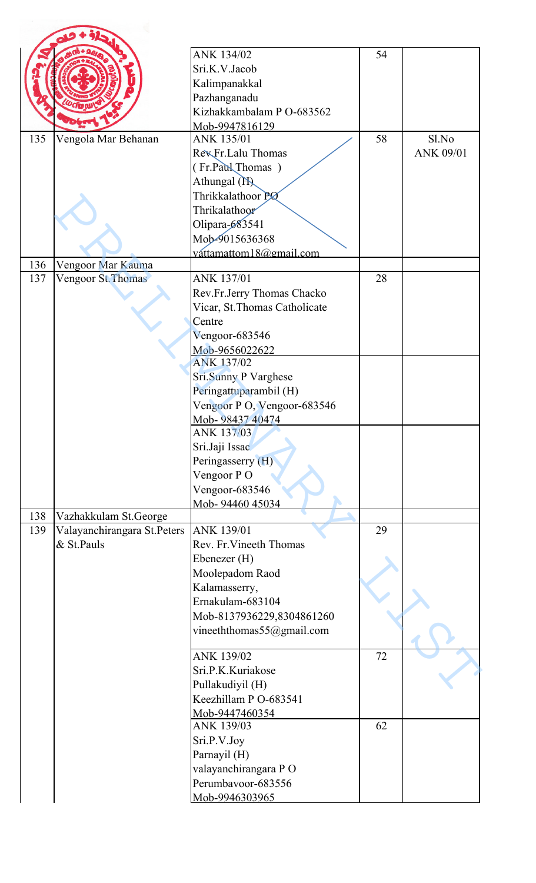| | | | | |
|---|---|---|---|---|
| | | ANK 134/02<br>Sri.K.V.Jacob<br>Kalimpanakkal<br>Pazhanganadu<br>Kizhakkambalam P O-683562<br>Mob-9947816129 | 54 | |
| 135 | Vengola Mar Behanan | ANK 135/01<br>Rev.Fr.Lalu Thomas<br>( Fr.Paul Thomas )<br>Athungal (H)<br>Thrikkalathoor PO<br>Thrikalathoor<br>Olipara-683541<br>Mob-9015636368<br>vattamattom18@gmail.com | 58 | Sl.No ANK 09/01 |
| 136 | Vengoor Mar Kauma | | | |
| 137 | Vengoor St.Thomas | ANK 137/01<br>Rev.Fr.Jerry Thomas Chacko<br>Vicar, St.Thomas Catholicate Centre<br>Vengoor-683546<br>Mob-9656022622 | 28 | |
| | | ANK 137/02<br>Sri.Sunny P Varghese<br>Peringattuparambil (H)<br>Vengoor P O, Vengoor-683546<br>Mob- 98437 40474 | | |
| | | ANK 137/03<br>Sri.Jaji Issac<br>Peringasserry (H)<br>Vengoor P O<br>Vengoor-683546<br>Mob- 94460 45034 | | |
| 138 | Vazhakkulam St.George | | | |
| 139 | Valayanchirangara St.Peters & St.Pauls | ANK 139/01<br>Rev. Fr.Vineeth Thomas<br>Ebenezer (H)<br>Moolepadom Raod<br>Kalamasserry,<br>Ernakulam-683104<br>Mob-8137936229,8304861260<br>vineeththomas55@gmail.com | 29 | |
| | | ANK 139/02<br>Sri.P.K.Kuriakose<br>Pullakudiyil (H)<br>Keezhillam P O-683541<br>Mob-9447460354 | 72 | |
| | | ANK 139/03<br>Sri.P.V.Joy<br>Parnayil (H)<br>valayanchirangara P O<br>Perumbavoor-683556<br>Mob-9946303965 | 62 | |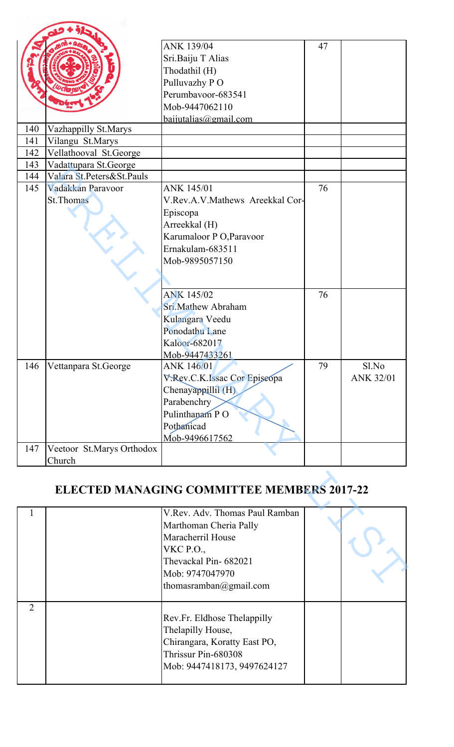| | | ANK 139/04<br>Sri.Baiju T Alias<br>Thodathil (H)<br>Pulluvazhy P O<br>Perumbavoor-683541<br>Mob-9447062110<br>baijutalias@gmail.com | 47 | |
|---|---|---|---|---|
| 140 | Vazhappilly St.Marys | | | |
| 141 | Vilangu St.Marys | | | |
| 142 | Vellathooval St.George | | | |
| 143 | Vadattupara St.George | | | |
| 144 | Valara St.Peters&St.Pauls | | | |
| 145 | Vadakkan Paravoor St.Thomas | ANK 145/01<br>V.Rev.A.V.Mathews Areekkal Cor-Episcopa<br>Arreekkal (H)<br>Karumaloor P O,Paravoor<br>Ernakulam-683511<br>Mob-9895057150 | 76 | |
| | | ANK 145/02<br>Sri.Mathew Abraham<br>Kulangara Veedu<br>Ponodathu Lane<br>Kaloor-682017<br>Mob-9447433261 | 76 | |
| 146 | Vettanpara St.George | ANK 146/01<br>V.Rev.C.K.Issac Cor Episcopa<br>Chenayappillil (H)<br>Parabenchry<br>Pulinthanam P O<br>Pothanicad<br>Mob-9496617562 | 79 | Sl.No ANK 32/01 |
| 147 | Veetoor St.Marys Orthodox Church | | | |

## ELECTED MANAGING COMMITTEE MEMBERS 2017-22

| | | | | |
|---|---|---|---|---|
| 1 | | V.Rev. Adv. Thomas Paul Ramban<br>Marthoman Cheria Pally<br>Maracherril House<br>VKC P.O.,<br>Thevackal Pin- 682021<br>Mob: 9747047970<br>thomasramban@gmail.com | | |
| 2 | | Rev.Fr. Eldhose Thelappilly<br>Thelapilly House,<br>Chirangara, Koratty East PO,<br>Thrissur Pin-680308<br>Mob: 9447418173, 9497624127 | | |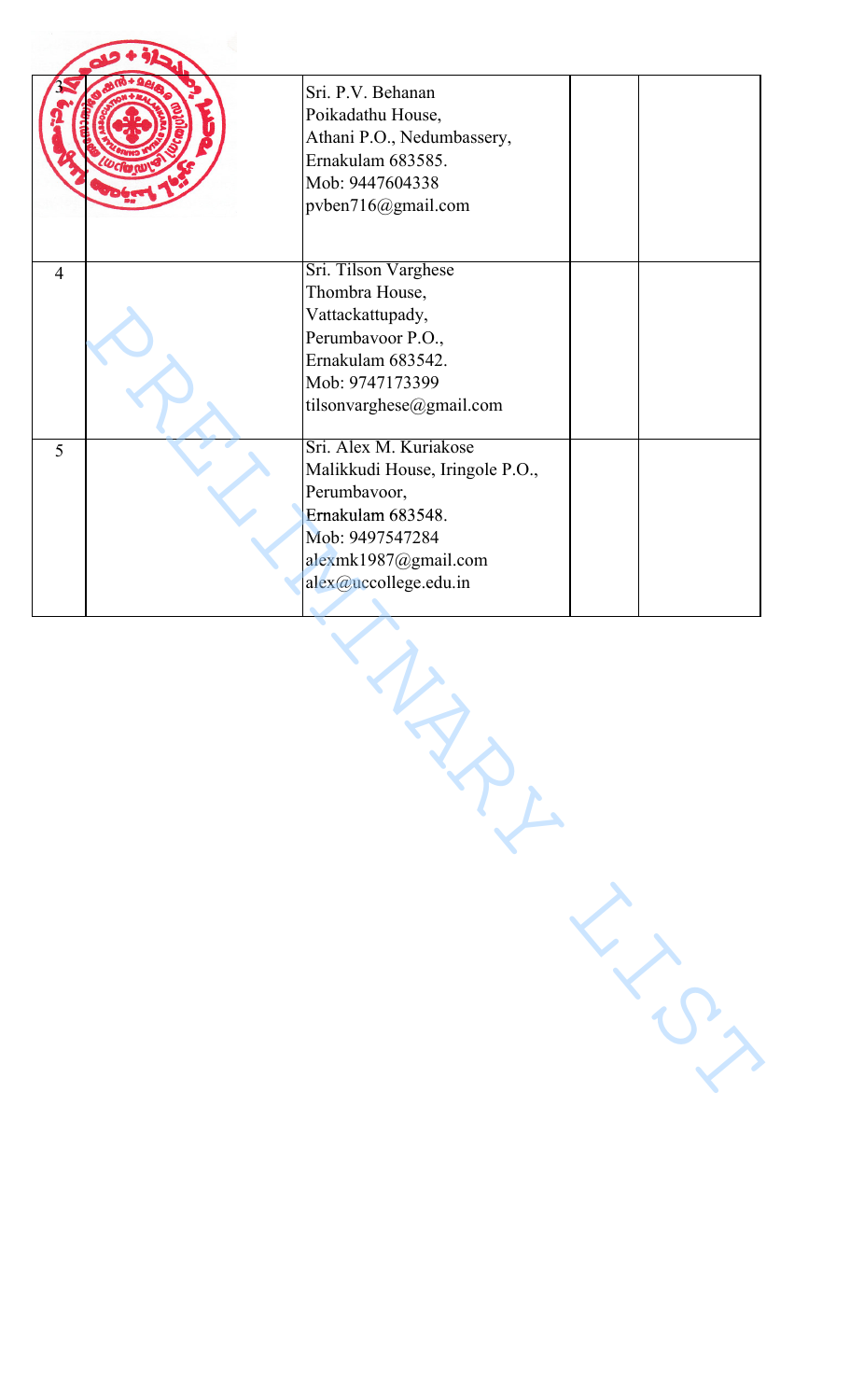| | | | | |
|---|---|---|---|---|
| 3 | | Sri. P.V. Behanan<br>Poikadathu House,<br>Athani P.O., Nedumbassery,<br>Ernakulam 683585.<br>Mob: 9447604338<br>pvben716@gmail.com | | |
| 4 | | Sri. Tilson Varghese<br>Thombra House,<br>Vattackattupady,<br>Perumbavoor P.O.,<br>Ernakulam 683542.<br>Mob: 9747173399<br>tilsonvarghese@gmail.com | | |
| 5 | | Sri. Alex M. Kuriakose<br>Malikkudi House, Iringole P.O.,<br>Perumbavoor,<br>Ernakulam 683548.<br>Mob: 9497547284<br>alexmk1987@gmail.com<br>alex@uccollege.edu.in | | |